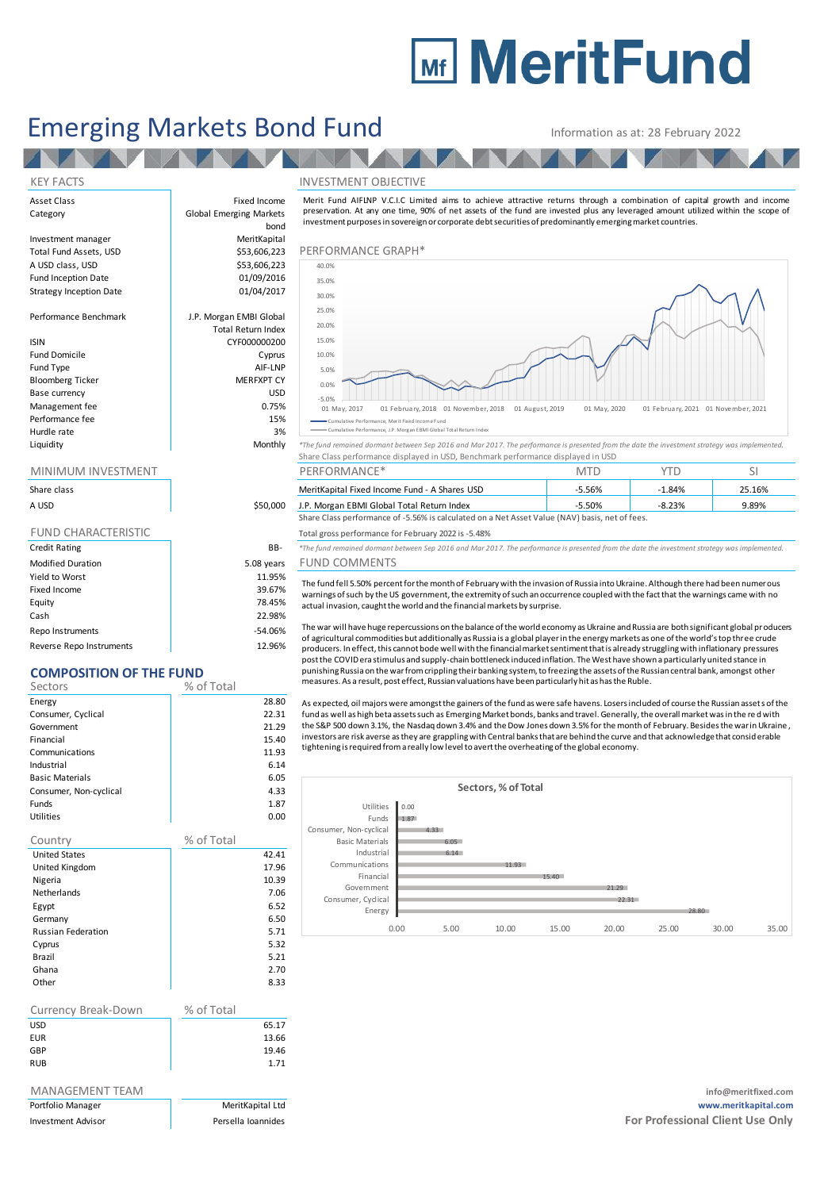# MeritFund

# Emerging Markets Bond Fund

Information as at: 28 February 2022

## KEY FACTS

| | |
|---|---|
| Asset Class | Fixed Income |
| Category | Global Emerging Markets bond |
| Investment manager | MeritKapital |
| Total Fund Assets, USD | $53,606,223 |
| A USD class, USD | $53,606,223 |
| Fund Inception Date | 01/09/2016 |
| Strategy Inception Date | 01/04/2017 |
| Performance Benchmark | J.P. Morgan EMBI Global Total Return Index |
| ISIN | CYF000000200 |
| Fund Domicile | Cyprus |
| Fund Type | AIF-LNP |
| Bloomberg Ticker | MERFXPT CY |
| Base currency | USD |
| Management fee | 0.75% |
| Performance fee | 15% |
| Hurdle rate | 3% |
| Liquidity | Monthly |

## MINIMUM INVESTMENT

| Share class | |
|---|---|
| A USD | $50,000 |

## FUND CHARACTERISTIC

| | |
|---|---|
| Credit Rating | BB- |
| Modified Duration | 5.08 years |
| Yield to Worst | 11.95% |
| Fixed Income | 39.67% |
| Equity | 78.45% |
| Cash | 22.98% |
| Repo Instruments | -54.06% |
| Reverse Repo Instruments | 12.96% |

## COMPOSITION OF THE FUND

| Sectors | % of Total |
|---|---|
| Energy | 28.80 |
| Consumer, Cyclical | 22.31 |
| Government | 21.29 |
| Financial | 15.40 |
| Communications | 11.93 |
| Industrial | 6.14 |
| Basic Materials | 6.05 |
| Consumer, Non-cyclical | 4.33 |
| Funds | 1.87 |
| Utilities | 0.00 |

| Country | % of Total |
|---|---|
| United States | 42.41 |
| United Kingdom | 17.96 |
| Nigeria | 10.39 |
| Netherlands | 7.06 |
| Egypt | 6.52 |
| Germany | 6.50 |
| Russian Federation | 5.71 |
| Cyprus | 5.32 |
| Brazil | 5.21 |
| Ghana | 2.70 |
| Other | 8.33 |

| Currency Break-Down | % of Total |
|---|---|
| USD | 65.17 |
| EUR | 13.66 |
| GBP | 19.46 |
| RUB | 1.71 |

## MANAGEMENT TEAM

| | |
|---|---|
| Portfolio Manager | MeritKapital Ltd |
| Investment Advisor | Persella Ioannides |

## INVESTMENT OBJECTIVE

Merit Fund AIFLNP V.C.I.C Limited aims to achieve attractive returns through a combination of capital growth and income preservation. At any one time, 90% of net assets of the fund are invested plus any leveraged amount utilized within the scope of investment purposes in sovereign or corporate debt securities of predominantly emerging market countries.

## PERFORMANCE GRAPH*

Cumulative Performance, Merit Fixed Income Fund
Cumulative Performance, J.P. Morgan EMBI Global Total Return Index

*The fund remained dormant between Sep 2016 and Mar 2017. The performance is presented from the date the investment strategy was implemented.
Share Class performance displayed in USD, Benchmark performance displayed in USD

| PERFORMANCE* | MTD | YTD | SI |
|---|---|---|---|
| MeritKapital Fixed Income Fund - A Shares USD | -5.56% | -1.84% | 25.16% |
| J.P. Morgan EMBI Global Total Return Index | -5.50% | -8.23% | 9.89% |

Share Class performance of -5.56% is calculated on a Net Asset Value (NAV) basis, net of fees.

Total gross performance for February 2022 is -5.48%

*The fund remained dormant between Sep 2016 and Mar 2017. The performance is presented from the date the investment strategy was implemented.

## FUND COMMENTS

The fund fell 5.50% percent for the month of February with the invasion of Russia into Ukraine. Although there had been numerous warnings of such by the US government, the extremity of such an occurrence coupled with the fact that the warnings came with no actual invasion, caught the world and the financial markets by surprise.

The war will have huge repercussions on the balance of the world economy as Ukraine and Russia are both significant global producers of agricultural commodities but additionally as Russia is a global player in the energy markets as one of the world's top three crude producers. In effect, this cannot bode well with the financial market sentiment that is already struggling with inflationary pressures post the COVID era stimulus and supply-chain bottleneck induced inflation. The West have shown a particularly united stance in punishing Russia on the war from crippling their banking system, to freezing the assets of the Russian central bank, amongst other measures. As a result, post effect, Russian valuations have been particularly hit as has the Ruble.

As expected, oil majors were amongst the gainers of the fund as were safe havens. Losers included of course the Russian assets of the fund as well as high beta assets such as Emerging Market bonds, banks and travel. Generally, the overall market was in the red with the S&P 500 down 3.1%, the Nasdaq down 3.4% and the Dow Jones down 3.5% for the month of February. Besides the war in Ukraine, investors are risk averse as they are grappling with Central banks that are behind the curve and that acknowledge that considerable tightening is required from a really low level to avert the overheating of the global economy.

info@meritfixed.com
www.meritkapital.com
**For Professional Client Use Only**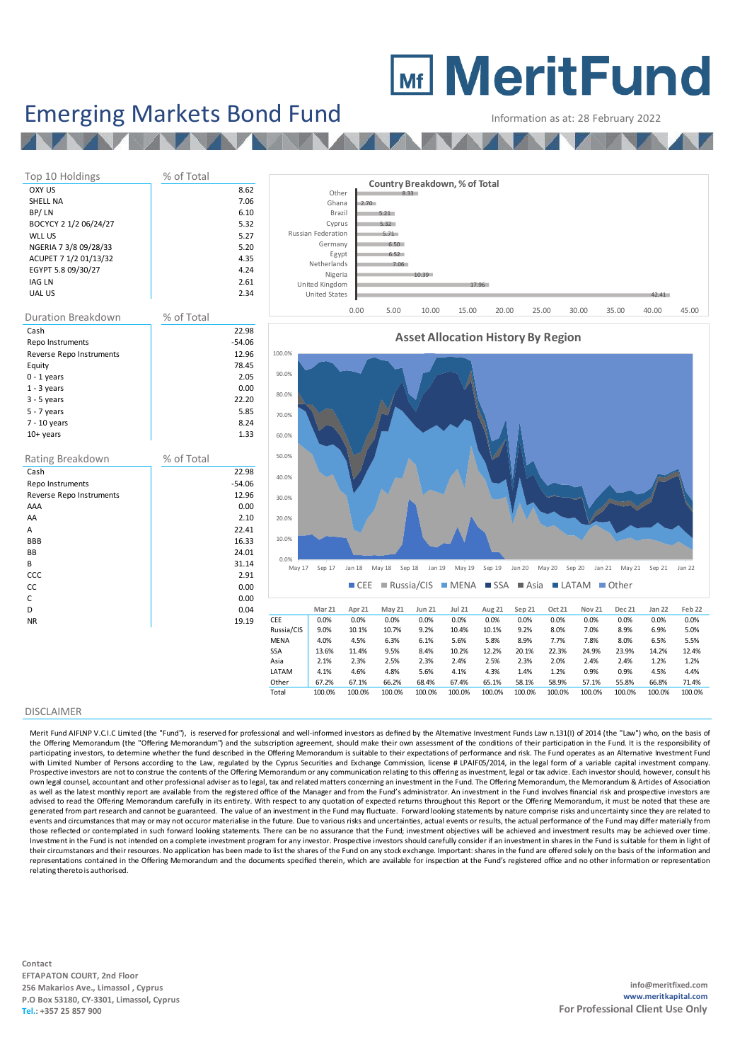# MeritFund

## Emerging Markets Bond Fund

Information as at: 28 February 2022

| Top 10 Holdings | % of Total |
|---|---|
| OXY US | 8.62 |
| SHELL NA | 7.06 |
| BP/ LN | 6.10 |
| BOCYCY 2 1/2 06/24/27 | 5.32 |
| WLL US | 5.27 |
| NGERIA 7 3/8 09/28/33 | 5.20 |
| ACUPET 7 1/2 01/13/32 | 4.35 |
| EGYPT 5.8 09/30/27 | 4.24 |
| IAG LN | 2.61 |
| UAL US | 2.34 |

| Duration Breakdown | % of Total |
|---|---|
| Cash | 22.98 |
| Repo Instruments | -54.06 |
| Reverse Repo Instruments | 12.96 |
| Equity | 78.45 |
| 0 - 1 years | 2.05 |
| 1 - 3 years | 0.00 |
| 3 - 5 years | 22.20 |
| 5 - 7 years | 5.85 |
| 7 - 10 years | 8.24 |
| 10+ years | 1.33 |

| Rating Breakdown | % of Total |
|---|---|
| Cash | 22.98 |
| Repo Instruments | -54.06 |
| Reverse Repo Instruments | 12.96 |
| AAA | 0.00 |
| AA | 2.10 |
| A | 22.41 |
| BBB | 16.33 |
| BB | 24.01 |
| B | 31.14 |
| CCC | 2.91 |
| CC | 0.00 |
| C | 0.00 |
| D | 0.04 |
| NR | 19.19 |

**Country Breakdown, % of Total**

Other 8.33
Ghana 2.70
Brazil 5.21
Cyprus 5.32
Russian Federation 5.71
Germany 6.50
Egypt 6.52
Netherlands 7.06
Nigeria 10.39
United Kingdom 17.96
United States 42.41

0.00 5.00 10.00 15.00 20.00 25.00 30.00 35.00 40.00 45.00

**Asset Allocation History By Region**

100.0% 90.0% 80.0% 70.0% 60.0% 50.0% 40.0% 30.0% 20.0% 10.0% 0.0%

May 17 Sep 17 Jan 18 May 18 Sep 18 Jan 19 May 19 Sep 19 Jan 20 May 20 Sep 20 Jan 21 May 21 Sep 21 Jan 22

CEE Russia/CIS MENA SSA Asia LATAM Other

| | Mar 21 | Apr 21 | May 21 | Jun 21 | Jul 21 | Aug 21 | Sep 21 | Oct 21 | Nov 21 | Dec 21 | Jan 22 | Feb 22 |
|---|---|---|---|---|---|---|---|---|---|---|---|---|
| CEE | 0.0% | 0.0% | 0.0% | 0.0% | 0.0% | 0.0% | 0.0% | 0.0% | 0.0% | 0.0% | 0.0% | 0.0% |
| Russia/CIS | 9.0% | 10.1% | 10.7% | 9.2% | 10.4% | 10.1% | 9.2% | 8.0% | 7.0% | 8.9% | 6.9% | 5.0% |
| MENA | 4.0% | 4.5% | 6.3% | 6.1% | 5.6% | 5.8% | 8.9% | 7.7% | 7.8% | 8.0% | 6.5% | 5.5% |
| SSA | 13.6% | 11.4% | 9.5% | 8.4% | 10.2% | 12.2% | 20.1% | 22.3% | 24.9% | 23.9% | 14.2% | 12.4% |
| Asia | 2.1% | 2.3% | 2.5% | 2.3% | 2.4% | 2.5% | 2.3% | 2.0% | 2.4% | 2.4% | 1.2% | 1.2% |
| LATAM | 4.1% | 4.6% | 4.8% | 5.6% | 4.1% | 4.3% | 1.4% | 1.2% | 0.9% | 0.9% | 4.5% | 4.4% |
| Other | 67.2% | 67.1% | 66.2% | 68.4% | 67.4% | 65.1% | 58.1% | 58.9% | 57.1% | 55.8% | 66.8% | 71.4% |
| Total | 100.0% | 100.0% | 100.0% | 100.0% | 100.0% | 100.0% | 100.0% | 100.0% | 100.0% | 100.0% | 100.0% | 100.0% |

## DISCLAIMER

Merit Fund AIFLNP V.C.I.C Limited (the "Fund"), is reserved for professional and well-informed investors as defined by the Alternative Investment Funds Law n.131(I) of 2014 (the "Law") who, on the basis of the Offering Memorandum (the "Offering Memorandum") and the subscription agreement, should make their own assessment of the conditions of their participation in the Fund. It is the responsibility of participating investors, to determine whether the fund described in the Offering Memorandum is suitable to their expectations of performance and risk. The Fund operates as an Alternative Investment Fund with Limited Number of Persons according to the Law, regulated by the Cyprus Securities and Exchange Commission, license # LPAIF05/2014, in the legal form of a variable capital investment company. Prospective investors are not to construe the contents of the Offering Memorandum or any communication relating to this offering as investment, legal or tax advice. Each investor should, however, consult his own legal counsel, accountant and other professional adviser as to legal, tax and related matters concerning an investment in the Fund. The Offering Memorandum, the Memorandum & Articles of Association as well as the latest monthly report are available from the registered office of the Manager and from the Fund's administrator. An investment in the Fund involves financial risk and prospective investors are advised to read the Offering Memorandum carefully in its entirety. With respect to any quotation of expected returns throughout this Report or the Offering Memorandum, it must be noted that these are generated from part research and cannot be guaranteed. The value of an investment in the Fund may fluctuate. Forward looking statements by nature comprise risks and uncertainty since they are related to events and circumstances that may or may not occur or materialise in the future. Due to various risks and uncertainties, actual events or results, the actual performance of the Fund may differ materially from those reflected or contemplated in such forward looking statements. There can be no assurance that the Fund; investment objectives will be achieved and investment results may be achieved over time. Investment in the Fund is not intended on a complete investment program for any investor. Prospective investors should carefully consider if an investment in shares in the Fund is suitable for them in light of their circumstances and their resources. No application has been made to list the shares of the Fund on any stock exchange. Important: shares in the fund are offered solely on the basis of the information and representations contained in the Offering Memorandum and the documents specified therein, which are available for inspection at the Fund's registered office and no other information or representation relating thereto is authorised.

**Contact**
**EFTAPATON COURT, 2nd Floor**
**256 Makarios Ave., Limassol , Cyprus**
**P.O Box 53180, CY-3301, Limassol, Cyprus**
**Tel.: +357 25 857 900**

**info@meritfixed.com**
**www.meritkapital.com**
**For Professional Client Use Only**